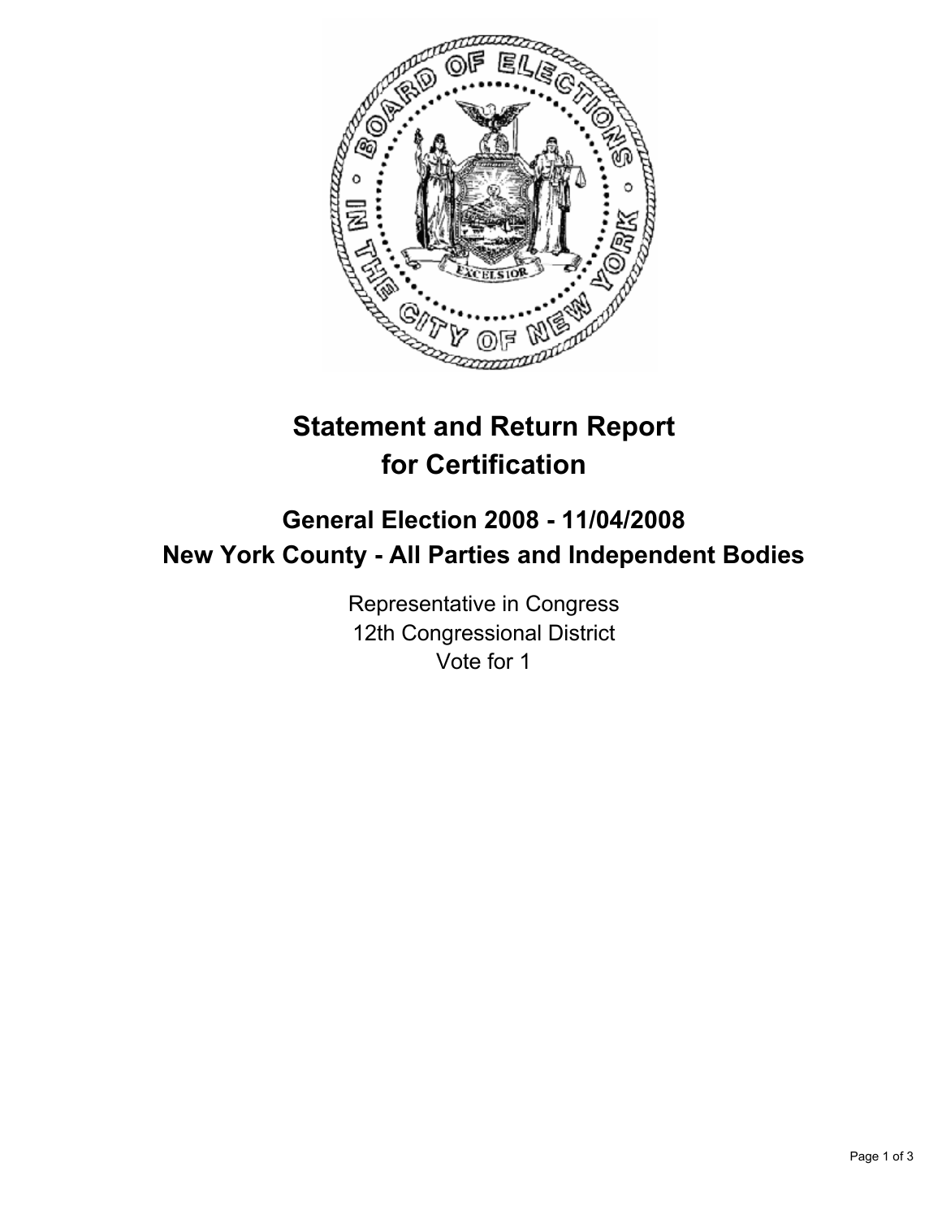# Statement and Return Report for Certification

## General Election 2008 - 11/04/2008
## New York County - All Parties and Independent Bodies

Representative in Congress
12th Congressional District
Vote for 1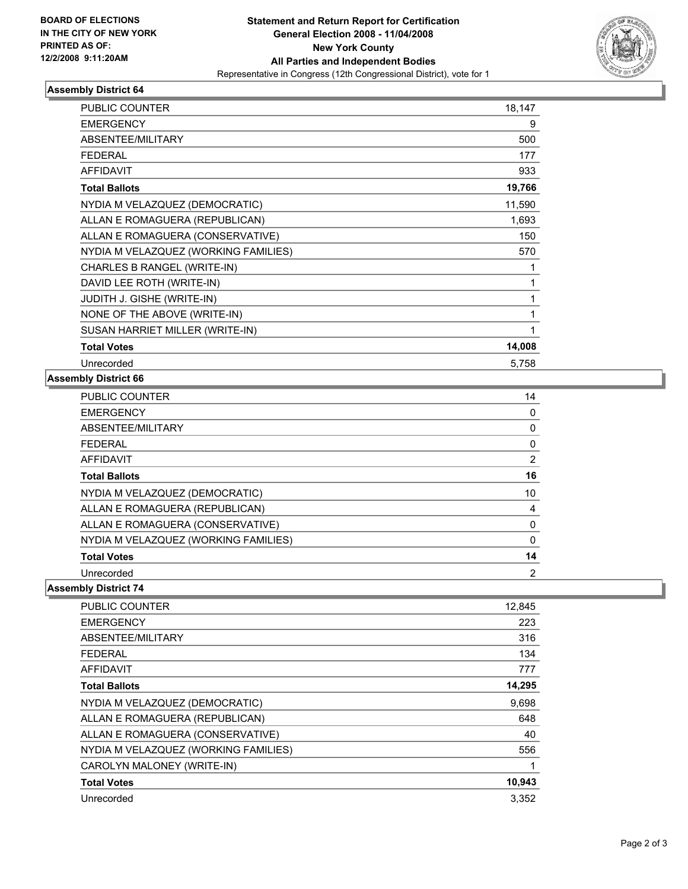**BOARD OF ELECTIONS IN THE CITY OF NEW YORK PRINTED AS OF: 12/2/2008 9:11:20AM**

# Statement and Return Report for Certification
## General Election 2008 - 11/04/2008
## New York County
## All Parties and Independent Bodies
Representative in Congress (12th Congressional District), vote for 1

### Assembly District 64

| | |
|---|---|
| PUBLIC COUNTER | 18,147 |
| EMERGENCY | 9 |
| ABSENTEE/MILITARY | 500 |
| FEDERAL | 177 |
| AFFIDAVIT | 933 |
| **Total Ballots** | **19,766** |
| NYDIA M VELAZQUEZ (DEMOCRATIC) | 11,590 |
| ALLAN E ROMAGUERA (REPUBLICAN) | 1,693 |
| ALLAN E ROMAGUERA (CONSERVATIVE) | 150 |
| NYDIA M VELAZQUEZ (WORKING FAMILIES) | 570 |
| CHARLES B RANGEL (WRITE-IN) | 1 |
| DAVID LEE ROTH (WRITE-IN) | 1 |
| JUDITH J. GISHE (WRITE-IN) | 1 |
| NONE OF THE ABOVE (WRITE-IN) | 1 |
| SUSAN HARRIET MILLER (WRITE-IN) | 1 |
| **Total Votes** | **14,008** |
| Unrecorded | 5,758 |

### Assembly District 66

| | |
|---|---|
| PUBLIC COUNTER | 14 |
| EMERGENCY | 0 |
| ABSENTEE/MILITARY | 0 |
| FEDERAL | 0 |
| AFFIDAVIT | 2 |
| **Total Ballots** | **16** |
| NYDIA M VELAZQUEZ (DEMOCRATIC) | 10 |
| ALLAN E ROMAGUERA (REPUBLICAN) | 4 |
| ALLAN E ROMAGUERA (CONSERVATIVE) | 0 |
| NYDIA M VELAZQUEZ (WORKING FAMILIES) | 0 |
| **Total Votes** | **14** |
| Unrecorded | 2 |

### Assembly District 74

| | |
|---|---|
| PUBLIC COUNTER | 12,845 |
| EMERGENCY | 223 |
| ABSENTEE/MILITARY | 316 |
| FEDERAL | 134 |
| AFFIDAVIT | 777 |
| **Total Ballots** | **14,295** |
| NYDIA M VELAZQUEZ (DEMOCRATIC) | 9,698 |
| ALLAN E ROMAGUERA (REPUBLICAN) | 648 |
| ALLAN E ROMAGUERA (CONSERVATIVE) | 40 |
| NYDIA M VELAZQUEZ (WORKING FAMILIES) | 556 |
| CAROLYN MALONEY (WRITE-IN) | 1 |
| **Total Votes** | **10,943** |
| Unrecorded | 3,352 |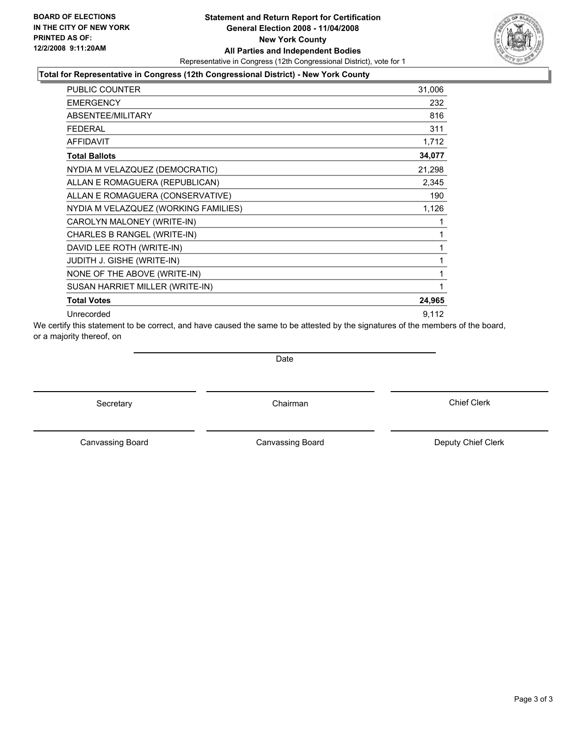**BOARD OF ELECTIONS IN THE CITY OF NEW YORK PRINTED AS OF: 12/2/2008 9:11:20AM**

**Statement and Return Report for Certification**
**General Election 2008 - 11/04/2008**
**New York County**
**All Parties and Independent Bodies**
Representative in Congress (12th Congressional District), vote for 1

**Total for Representative in Congress (12th Congressional District) - New York County**

| | |
|---|---|
| PUBLIC COUNTER | 31,006 |
| EMERGENCY | 232 |
| ABSENTEE/MILITARY | 816 |
| FEDERAL | 311 |
| AFFIDAVIT | 1,712 |
| **Total Ballots** | **34,077** |
| NYDIA M VELAZQUEZ (DEMOCRATIC) | 21,298 |
| ALLAN E ROMAGUERA (REPUBLICAN) | 2,345 |
| ALLAN E ROMAGUERA (CONSERVATIVE) | 190 |
| NYDIA M VELAZQUEZ (WORKING FAMILIES) | 1,126 |
| CAROLYN MALONEY (WRITE-IN) | 1 |
| CHARLES B RANGEL (WRITE-IN) | 1 |
| DAVID LEE ROTH (WRITE-IN) | 1 |
| JUDITH J. GISHE (WRITE-IN) | 1 |
| NONE OF THE ABOVE (WRITE-IN) | 1 |
| SUSAN HARRIET MILLER (WRITE-IN) | 1 |
| **Total Votes** | **24,965** |
| Unrecorded | 9,112 |

We certify this statement to be correct, and have caused the same to be attested by the signatures of the members of the board, or a majority thereof, on

Date

Secretary | Chairman | Chief Clerk

Canvassing Board | Canvassing Board | Deputy Chief Clerk